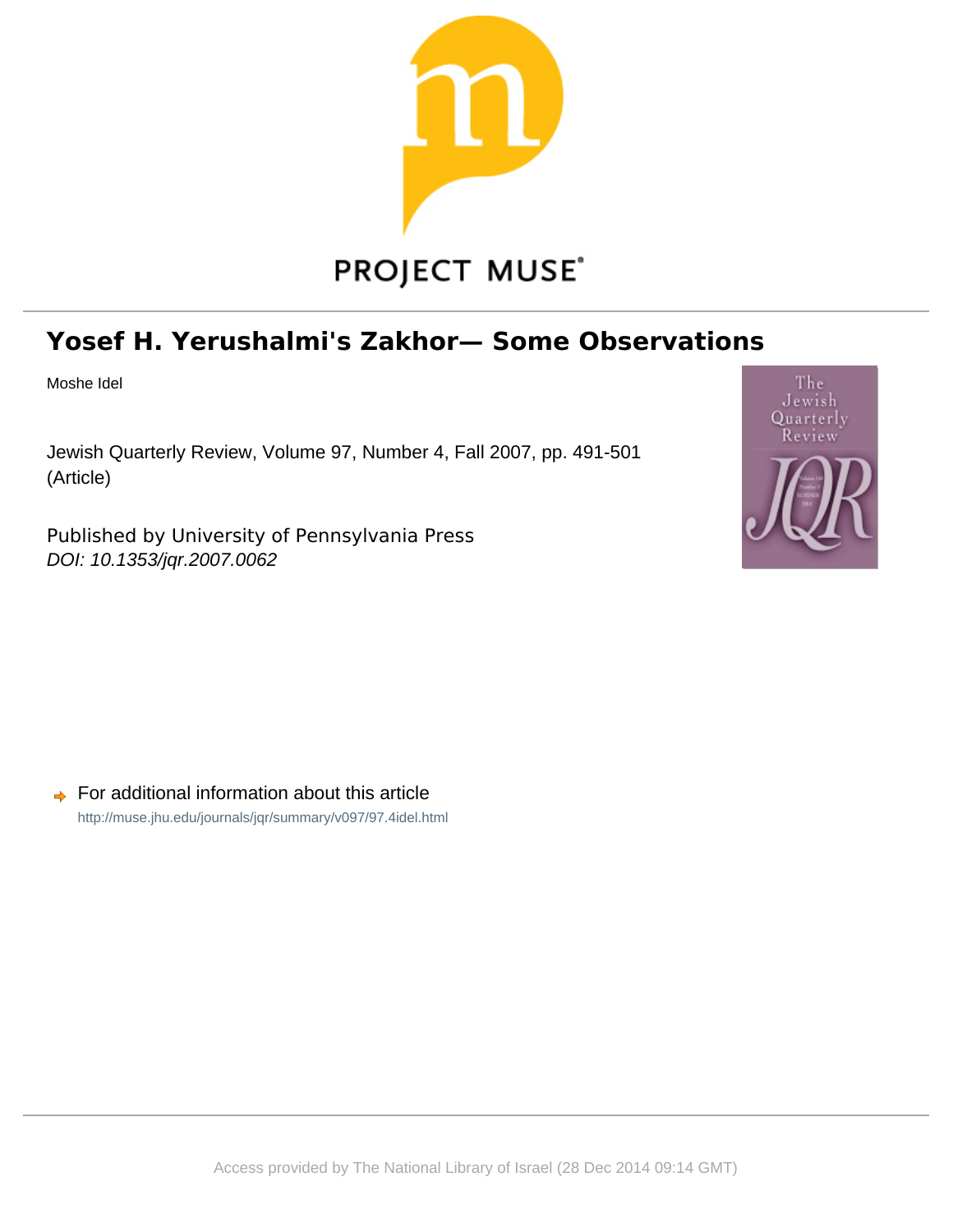PROJECT MUSE

# Yosef H. Yerushalmi's Zakhor— Some Observations

Moshe Idel

Jewish Quarterly Review, Volume 97, Number 4, Fall 2007, pp. 491-501 (Article)

Published by University of Pennsylvania Press
*DOI: 10.1353/jqr.2007.0062*

For additional information about this article
http://muse.jhu.edu/journals/jqr/summary/v097/97.4idel.html

Access provided by The National Library of Israel (28 Dec 2014 09:14 GMT)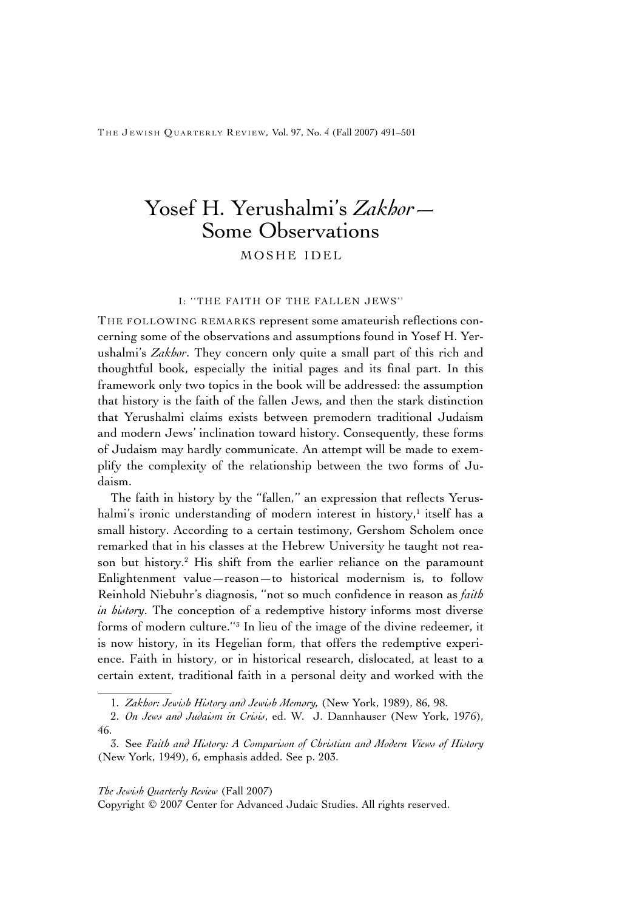# Yosef H. Yerushalmi's *Zakhor*— Some Observations

MOSHE IDEL

## I: "THE FAITH OF THE FALLEN JEWS"

THE FOLLOWING REMARKS represent some amateurish reflections concerning some of the observations and assumptions found in Yosef H. Yerushalmi's *Zakhor*. They concern only quite a small part of this rich and thoughtful book, especially the initial pages and its final part. In this framework only two topics in the book will be addressed: the assumption that history is the faith of the fallen Jews, and then the stark distinction that Yerushalmi claims exists between premodern traditional Judaism and modern Jews' inclination toward history. Consequently, these forms of Judaism may hardly communicate. An attempt will be made to exemplify the complexity of the relationship between the two forms of Judaism.

The faith in history by the "fallen," an expression that reflects Yerushalmi's ironic understanding of modern interest in history,[1] itself has a small history. According to a certain testimony, Gershom Scholem once remarked that in his classes at the Hebrew University he taught not reason but history.[2] His shift from the earlier reliance on the paramount Enlightenment value—reason—to historical modernism is, to follow Reinhold Niebuhr's diagnosis, "not so much confidence in reason as *faith in history*. The conception of a redemptive history informs most diverse forms of modern culture."[3] In lieu of the image of the divine redeemer, it is now history, in its Hegelian form, that offers the redemptive experience. Faith in history, or in historical research, dislocated, at least to a certain extent, traditional faith in a personal deity and worked with the

1. *Zakhor: Jewish History and Jewish Memory,* (New York, 1989), 86, 98.

2. *On Jews and Judaism in Crisis*, ed. W. J. Dannhauser (New York, 1976), 46.

3. See *Faith and History: A Comparison of Christian and Modern Views of History* (New York, 1949), 6, emphasis added. See p. 203.

*The Jewish Quarterly Review* (Fall 2007)
Copyright © 2007 Center for Advanced Judaic Studies. All rights reserved.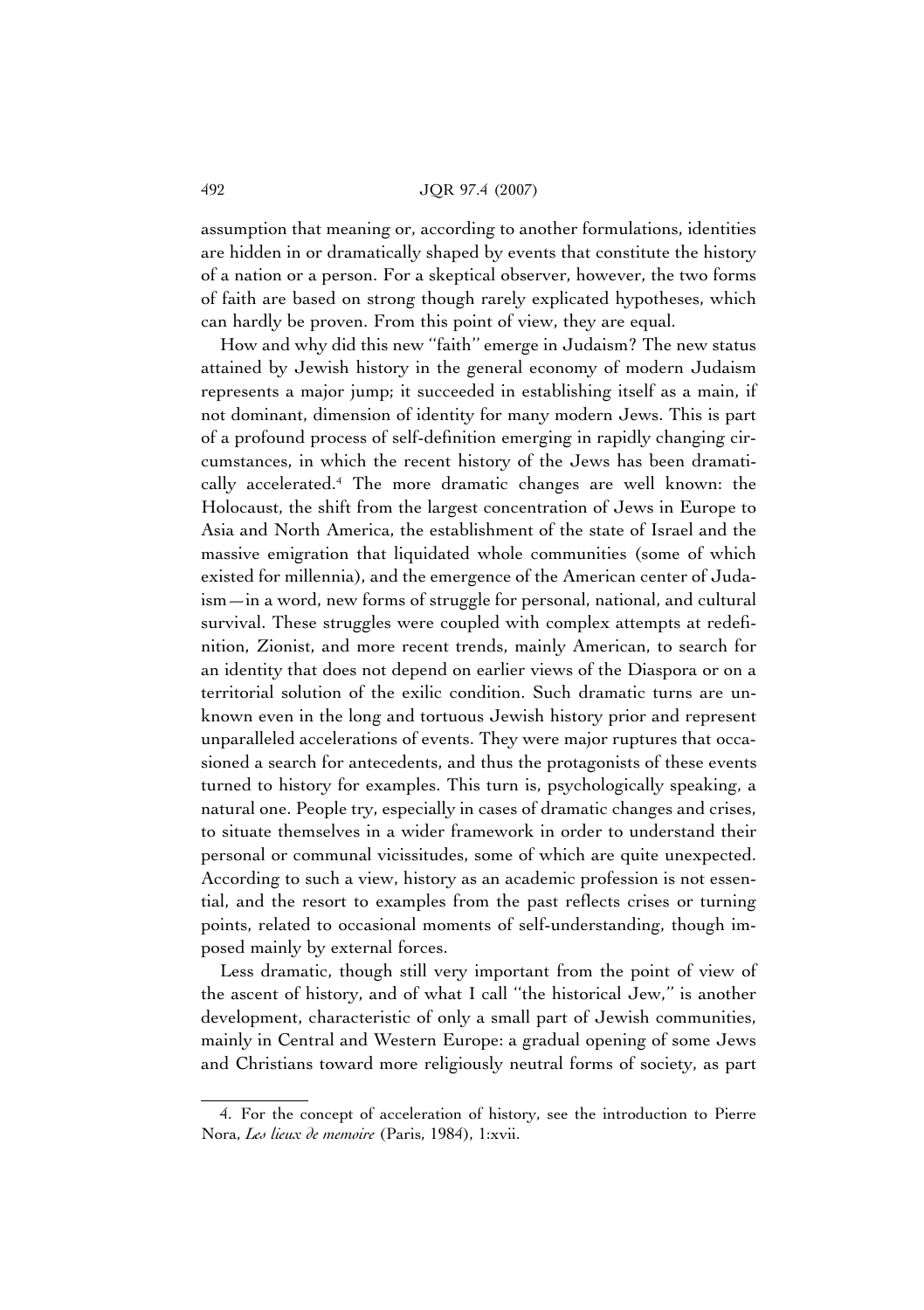assumption that meaning or, according to another formulations, identities are hidden in or dramatically shaped by events that constitute the history of a nation or a person. For a skeptical observer, however, the two forms of faith are based on strong though rarely explicated hypotheses, which can hardly be proven. From this point of view, they are equal.

How and why did this new "faith" emerge in Judaism? The new status attained by Jewish history in the general economy of modern Judaism represents a major jump; it succeeded in establishing itself as a main, if not dominant, dimension of identity for many modern Jews. This is part of a profound process of self-definition emerging in rapidly changing circumstances, in which the recent history of the Jews has been dramatically accelerated.[4] The more dramatic changes are well known: the Holocaust, the shift from the largest concentration of Jews in Europe to Asia and North America, the establishment of the state of Israel and the massive emigration that liquidated whole communities (some of which existed for millennia), and the emergence of the American center of Judaism—in a word, new forms of struggle for personal, national, and cultural survival. These struggles were coupled with complex attempts at redefinition, Zionist, and more recent trends, mainly American, to search for an identity that does not depend on earlier views of the Diaspora or on a territorial solution of the exilic condition. Such dramatic turns are unknown even in the long and tortuous Jewish history prior and represent unparalleled accelerations of events. They were major ruptures that occasioned a search for antecedents, and thus the protagonists of these events turned to history for examples. This turn is, psychologically speaking, a natural one. People try, especially in cases of dramatic changes and crises, to situate themselves in a wider framework in order to understand their personal or communal vicissitudes, some of which are quite unexpected. According to such a view, history as an academic profession is not essential, and the resort to examples from the past reflects crises or turning points, related to occasional moments of self-understanding, though imposed mainly by external forces.

Less dramatic, though still very important from the point of view of the ascent of history, and of what I call "the historical Jew," is another development, characteristic of only a small part of Jewish communities, mainly in Central and Western Europe: a gradual opening of some Jews and Christians toward more religiously neutral forms of society, as part

4. For the concept of acceleration of history, see the introduction to Pierre Nora, *Les lieux de memoire* (Paris, 1984), 1:xvii.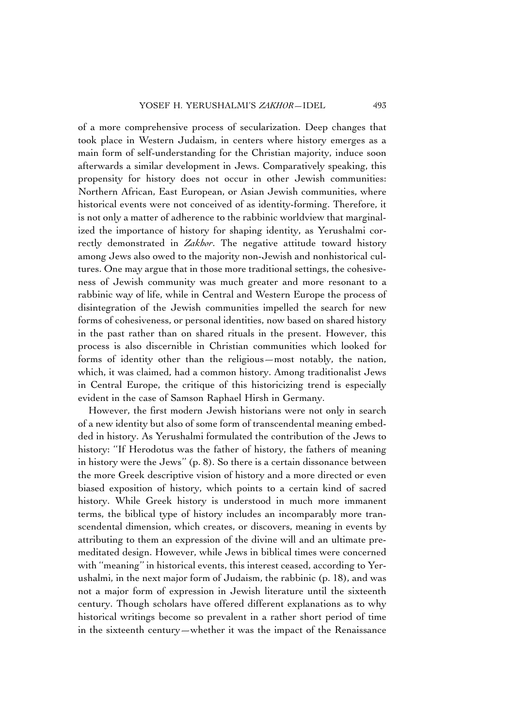of a more comprehensive process of secularization. Deep changes that took place in Western Judaism, in centers where history emerges as a main form of self-understanding for the Christian majority, induce soon afterwards a similar development in Jews. Comparatively speaking, this propensity for history does not occur in other Jewish communities: Northern African, East European, or Asian Jewish communities, where historical events were not conceived of as identity-forming. Therefore, it is not only a matter of adherence to the rabbinic worldview that marginalized the importance of history for shaping identity, as Yerushalmi correctly demonstrated in *Zakhor*. The negative attitude toward history among Jews also owed to the majority non-Jewish and nonhistorical cultures. One may argue that in those more traditional settings, the cohesiveness of Jewish community was much greater and more resonant to a rabbinic way of life, while in Central and Western Europe the process of disintegration of the Jewish communities impelled the search for new forms of cohesiveness, or personal identities, now based on shared history in the past rather than on shared rituals in the present. However, this process is also discernible in Christian communities which looked for forms of identity other than the religious—most notably, the nation, which, it was claimed, had a common history. Among traditionalist Jews in Central Europe, the critique of this historicizing trend is especially evident in the case of Samson Raphael Hirsh in Germany.

However, the first modern Jewish historians were not only in search of a new identity but also of some form of transcendental meaning embedded in history. As Yerushalmi formulated the contribution of the Jews to history: "If Herodotus was the father of history, the fathers of meaning in history were the Jews" (p. 8). So there is a certain dissonance between the more Greek descriptive vision of history and a more directed or even biased exposition of history, which points to a certain kind of sacred history. While Greek history is understood in much more immanent terms, the biblical type of history includes an incomparably more transcendental dimension, which creates, or discovers, meaning in events by attributing to them an expression of the divine will and an ultimate premeditated design. However, while Jews in biblical times were concerned with "meaning" in historical events, this interest ceased, according to Yerushalmi, in the next major form of Judaism, the rabbinic (p. 18), and was not a major form of expression in Jewish literature until the sixteenth century. Though scholars have offered different explanations as to why historical writings become so prevalent in a rather short period of time in the sixteenth century—whether it was the impact of the Renaissance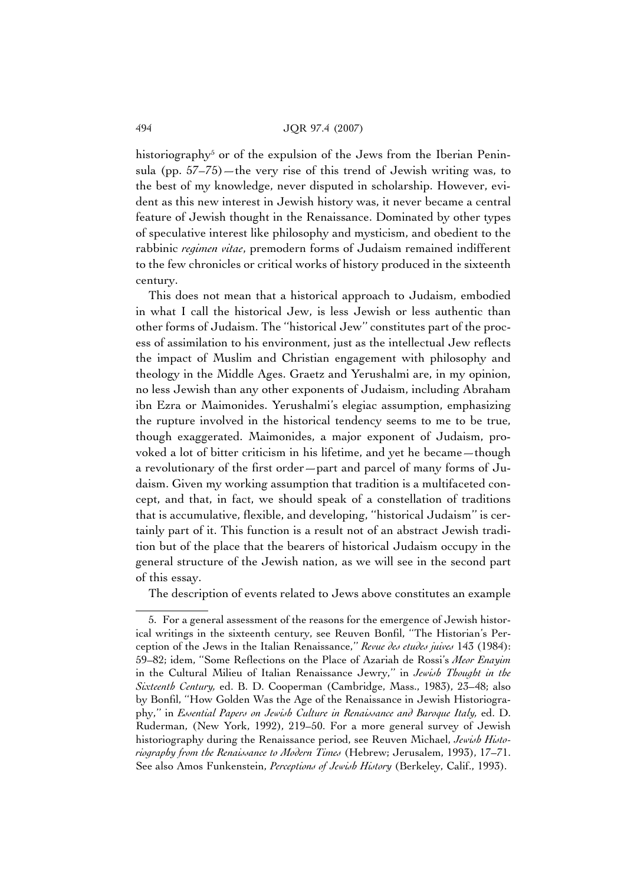historiography[5] or of the expulsion of the Jews from the Iberian Peninsula (pp. 57–75)—the very rise of this trend of Jewish writing was, to the best of my knowledge, never disputed in scholarship. However, evident as this new interest in Jewish history was, it never became a central feature of Jewish thought in the Renaissance. Dominated by other types of speculative interest like philosophy and mysticism, and obedient to the rabbinic *regimen vitae*, premodern forms of Judaism remained indifferent to the few chronicles or critical works of history produced in the sixteenth century.

This does not mean that a historical approach to Judaism, embodied in what I call the historical Jew, is less Jewish or less authentic than other forms of Judaism. The ''historical Jew'' constitutes part of the process of assimilation to his environment, just as the intellectual Jew reflects the impact of Muslim and Christian engagement with philosophy and theology in the Middle Ages. Graetz and Yerushalmi are, in my opinion, no less Jewish than any other exponents of Judaism, including Abraham ibn Ezra or Maimonides. Yerushalmi's elegiac assumption, emphasizing the rupture involved in the historical tendency seems to me to be true, though exaggerated. Maimonides, a major exponent of Judaism, provoked a lot of bitter criticism in his lifetime, and yet he became—though a revolutionary of the first order—part and parcel of many forms of Judaism. Given my working assumption that tradition is a multifaceted concept, and that, in fact, we should speak of a constellation of traditions that is accumulative, flexible, and developing, ''historical Judaism'' is certainly part of it. This function is a result not of an abstract Jewish tradition but of the place that the bearers of historical Judaism occupy in the general structure of the Jewish nation, as we will see in the second part of this essay.

The description of events related to Jews above constitutes an example

5. For a general assessment of the reasons for the emergence of Jewish historical writings in the sixteenth century, see Reuven Bonfil, ''The Historian's Perception of the Jews in the Italian Renaissance,'' *Revue des etudes juives* 143 (1984): 59–82; idem, ''Some Reflections on the Place of Azariah de Rossi's *Meor Enayim* in the Cultural Milieu of Italian Renaissance Jewry,'' in *Jewish Thought in the Sixteenth Century,* ed. B. D. Cooperman (Cambridge, Mass., 1983), 23–48; also by Bonfil, ''How Golden Was the Age of the Renaissance in Jewish Historiography,'' in *Essential Papers on Jewish Culture in Renaissance and Baroque Italy,* ed. D. Ruderman, (New York, 1992), 219–50. For a more general survey of Jewish historiography during the Renaissance period, see Reuven Michael, *Jewish Historiography from the Renaissance to Modern Times* (Hebrew; Jerusalem, 1993), 17–71. See also Amos Funkenstein, *Perceptions of Jewish History* (Berkeley, Calif., 1993).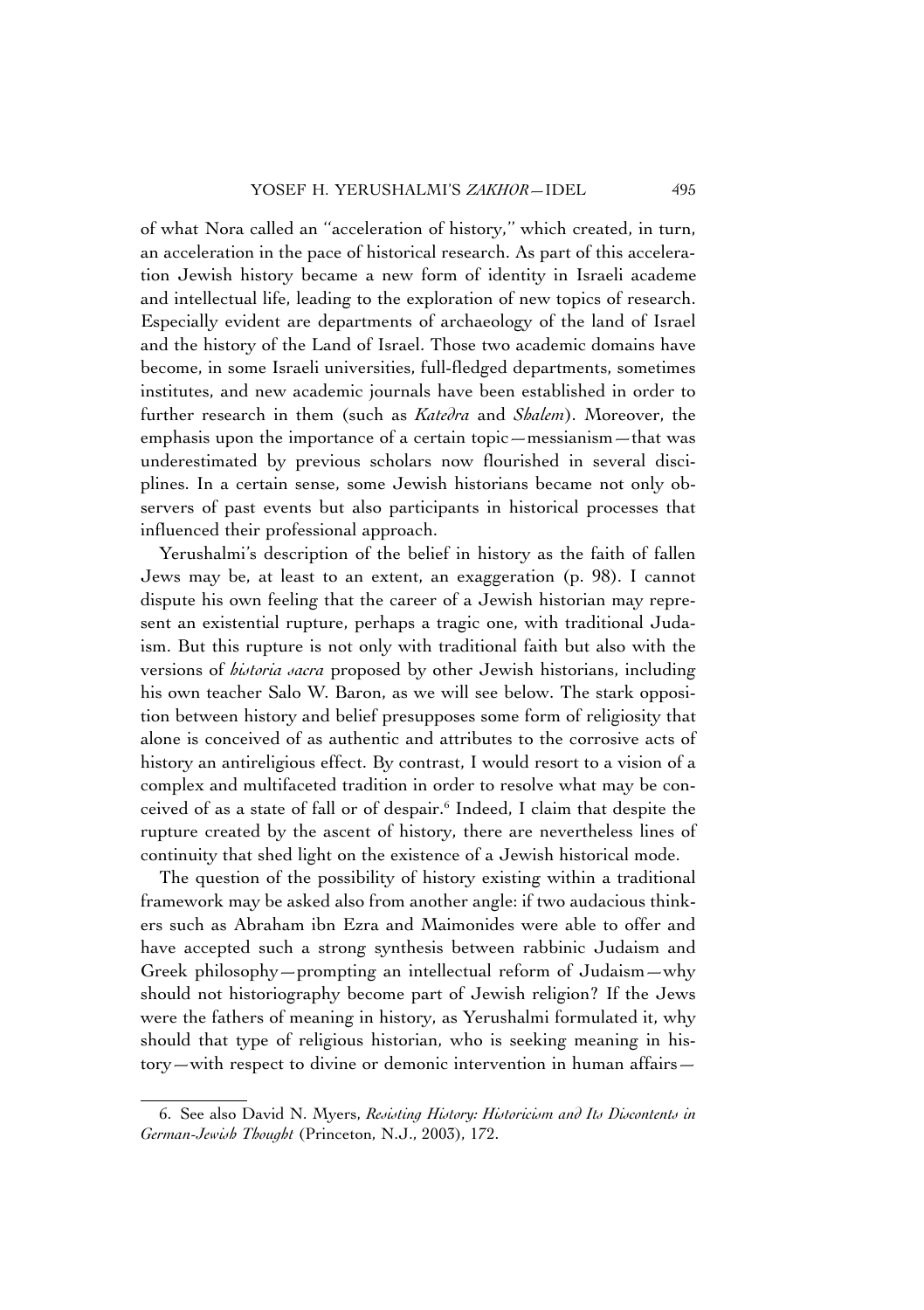of what Nora called an "acceleration of history," which created, in turn, an acceleration in the pace of historical research. As part of this acceleration Jewish history became a new form of identity in Israeli academe and intellectual life, leading to the exploration of new topics of research. Especially evident are departments of archaeology of the land of Israel and the history of the Land of Israel. Those two academic domains have become, in some Israeli universities, full-fledged departments, sometimes institutes, and new academic journals have been established in order to further research in them (such as *Katedra* and *Shalem*). Moreover, the emphasis upon the importance of a certain topic—messianism—that was underestimated by previous scholars now flourished in several disciplines. In a certain sense, some Jewish historians became not only observers of past events but also participants in historical processes that influenced their professional approach.

Yerushalmi's description of the belief in history as the faith of fallen Jews may be, at least to an extent, an exaggeration (p. 98). I cannot dispute his own feeling that the career of a Jewish historian may represent an existential rupture, perhaps a tragic one, with traditional Judaism. But this rupture is not only with traditional faith but also with the versions of *historia sacra* proposed by other Jewish historians, including his own teacher Salo W. Baron, as we will see below. The stark opposition between history and belief presupposes some form of religiosity that alone is conceived of as authentic and attributes to the corrosive acts of history an antireligious effect. By contrast, I would resort to a vision of a complex and multifaceted tradition in order to resolve what may be conceived of as a state of fall or of despair.[6] Indeed, I claim that despite the rupture created by the ascent of history, there are nevertheless lines of continuity that shed light on the existence of a Jewish historical mode.

The question of the possibility of history existing within a traditional framework may be asked also from another angle: if two audacious thinkers such as Abraham ibn Ezra and Maimonides were able to offer and have accepted such a strong synthesis between rabbinic Judaism and Greek philosophy—prompting an intellectual reform of Judaism—why should not historiography become part of Jewish religion? If the Jews were the fathers of meaning in history, as Yerushalmi formulated it, why should that type of religious historian, who is seeking meaning in history—with respect to divine or demonic intervention in human affairs—

6. See also David N. Myers, *Resisting History: Historicism and Its Discontents in German-Jewish Thought* (Princeton, N.J., 2003), 172.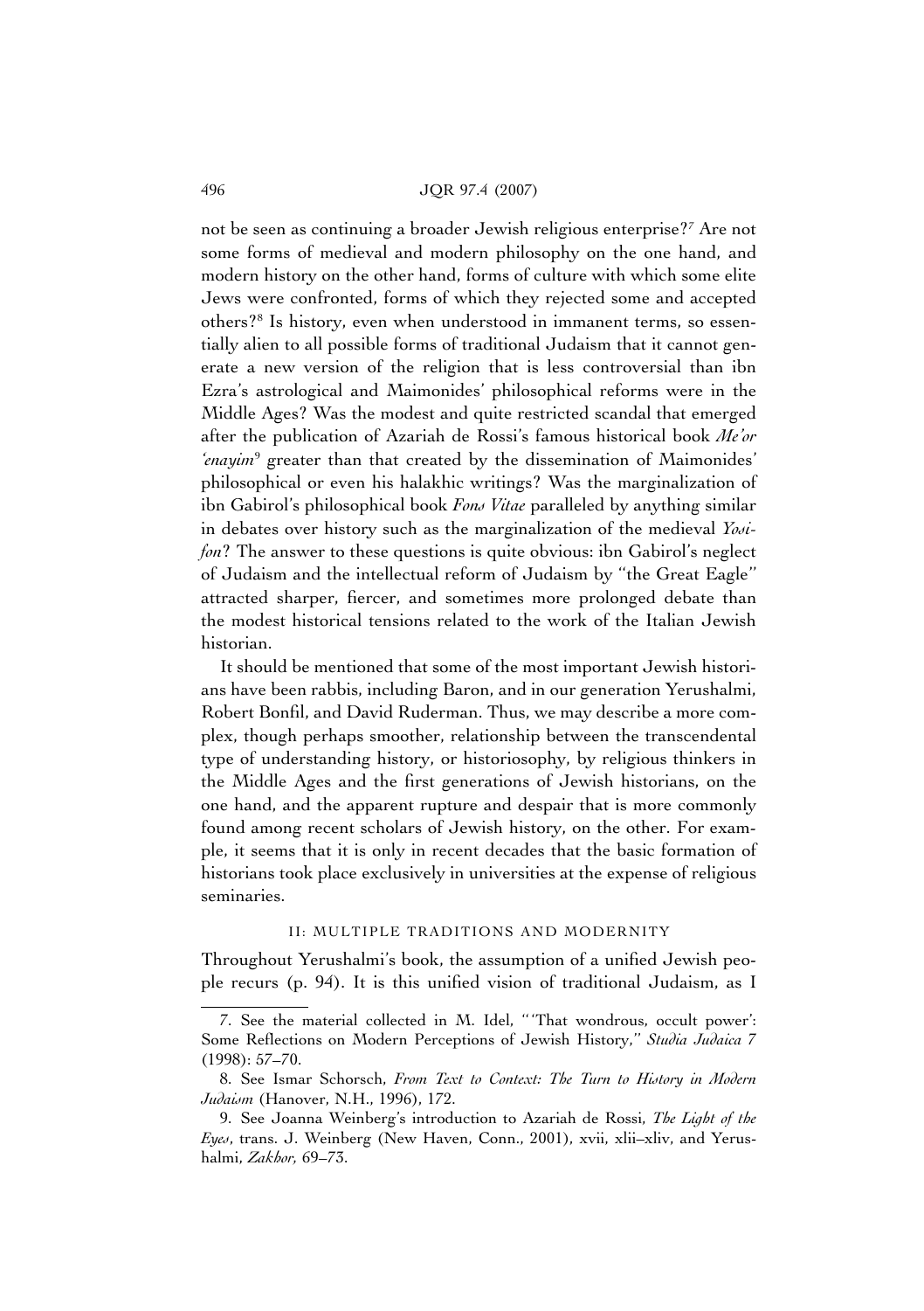not be seen as continuing a broader Jewish religious enterprise?[7] Are not some forms of medieval and modern philosophy on the one hand, and modern history on the other hand, forms of culture with which some elite Jews were confronted, forms of which they rejected some and accepted others?[8] Is history, even when understood in immanent terms, so essentially alien to all possible forms of traditional Judaism that it cannot generate a new version of the religion that is less controversial than ibn Ezra's astrological and Maimonides' philosophical reforms were in the Middle Ages? Was the modest and quite restricted scandal that emerged after the publication of Azariah de Rossi's famous historical book *Me'or 'enayim*[9] greater than that created by the dissemination of Maimonides' philosophical or even his halakhic writings? Was the marginalization of ibn Gabirol's philosophical book *Fons Vitae* paralleled by anything similar in debates over history such as the marginalization of the medieval *Yosifon*? The answer to these questions is quite obvious: ibn Gabirol's neglect of Judaism and the intellectual reform of Judaism by "the Great Eagle" attracted sharper, fiercer, and sometimes more prolonged debate than the modest historical tensions related to the work of the Italian Jewish historian.

It should be mentioned that some of the most important Jewish historians have been rabbis, including Baron, and in our generation Yerushalmi, Robert Bonfil, and David Ruderman. Thus, we may describe a more complex, though perhaps smoother, relationship between the transcendental type of understanding history, or historiosophy, by religious thinkers in the Middle Ages and the first generations of Jewish historians, on the one hand, and the apparent rupture and despair that is more commonly found among recent scholars of Jewish history, on the other. For example, it seems that it is only in recent decades that the basic formation of historians took place exclusively in universities at the expense of religious seminaries.

## II: MULTIPLE TRADITIONS AND MODERNITY

Throughout Yerushalmi's book, the assumption of a unified Jewish people recurs (p. 94). It is this unified vision of traditional Judaism, as I

7. See the material collected in M. Idel, "'That wondrous, occult power': Some Reflections on Modern Perceptions of Jewish History," *Studia Judaica* 7 (1998): 57–70.

8. See Ismar Schorsch, *From Text to Context: The Turn to History in Modern Judaism* (Hanover, N.H., 1996), 172.

9. See Joanna Weinberg's introduction to Azariah de Rossi, *The Light of the Eyes*, trans. J. Weinberg (New Haven, Conn., 2001), xvii, xlii–xliv, and Yerushalmi, *Zakhor*, 69–73.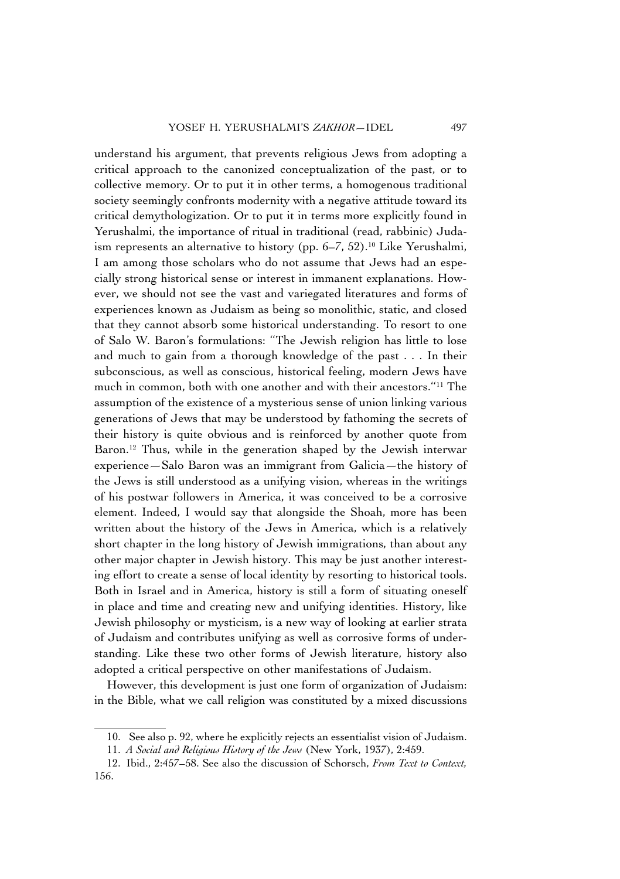understand his argument, that prevents religious Jews from adopting a critical approach to the canonized conceptualization of the past, or to collective memory. Or to put it in other terms, a homogenous traditional society seemingly confronts modernity with a negative attitude toward its critical demythologization. Or to put it in terms more explicitly found in Yerushalmi, the importance of ritual in traditional (read, rabbinic) Judaism represents an alternative to history (pp. 6–7, 52).[10] Like Yerushalmi, I am among those scholars who do not assume that Jews had an especially strong historical sense or interest in immanent explanations. However, we should not see the vast and variegated literatures and forms of experiences known as Judaism as being so monolithic, static, and closed that they cannot absorb some historical understanding. To resort to one of Salo W. Baron's formulations: "The Jewish religion has little to lose and much to gain from a thorough knowledge of the past . . . In their subconscious, as well as conscious, historical feeling, modern Jews have much in common, both with one another and with their ancestors."[11] The assumption of the existence of a mysterious sense of union linking various generations of Jews that may be understood by fathoming the secrets of their history is quite obvious and is reinforced by another quote from Baron.[12] Thus, while in the generation shaped by the Jewish interwar experience—Salo Baron was an immigrant from Galicia—the history of the Jews is still understood as a unifying vision, whereas in the writings of his postwar followers in America, it was conceived to be a corrosive element. Indeed, I would say that alongside the Shoah, more has been written about the history of the Jews in America, which is a relatively short chapter in the long history of Jewish immigrations, than about any other major chapter in Jewish history. This may be just another interesting effort to create a sense of local identity by resorting to historical tools. Both in Israel and in America, history is still a form of situating oneself in place and time and creating new and unifying identities. History, like Jewish philosophy or mysticism, is a new way of looking at earlier strata of Judaism and contributes unifying as well as corrosive forms of understanding. Like these two other forms of Jewish literature, history also adopted a critical perspective on other manifestations of Judaism.

However, this development is just one form of organization of Judaism: in the Bible, what we call religion was constituted by a mixed discussions

---

10. See also p. 92, where he explicitly rejects an essentialist vision of Judaism.

11. *A Social and Religious History of the Jews* (New York, 1937), 2:459.

12. Ibid., 2:457–58. See also the discussion of Schorsch, *From Text to Context,* 156.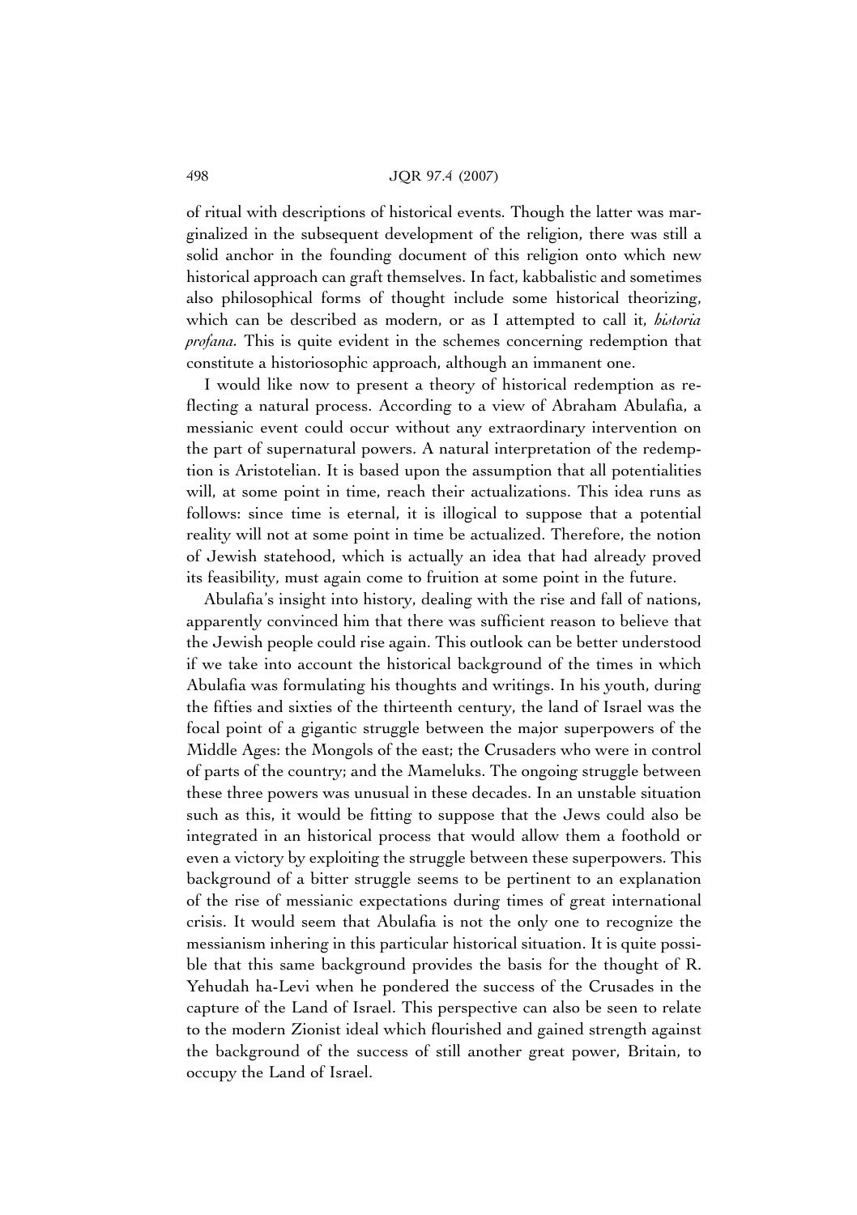of ritual with descriptions of historical events. Though the latter was marginalized in the subsequent development of the religion, there was still a solid anchor in the founding document of this religion onto which new historical approach can graft themselves. In fact, kabbalistic and sometimes also philosophical forms of thought include some historical theorizing, which can be described as modern, or as I attempted to call it, *historia profana*. This is quite evident in the schemes concerning redemption that constitute a historiosophic approach, although an immanent one.

I would like now to present a theory of historical redemption as reflecting a natural process. According to a view of Abraham Abulafia, a messianic event could occur without any extraordinary intervention on the part of supernatural powers. A natural interpretation of the redemption is Aristotelian. It is based upon the assumption that all potentialities will, at some point in time, reach their actualizations. This idea runs as follows: since time is eternal, it is illogical to suppose that a potential reality will not at some point in time be actualized. Therefore, the notion of Jewish statehood, which is actually an idea that had already proved its feasibility, must again come to fruition at some point in the future.

Abulafia's insight into history, dealing with the rise and fall of nations, apparently convinced him that there was sufficient reason to believe that the Jewish people could rise again. This outlook can be better understood if we take into account the historical background of the times in which Abulafia was formulating his thoughts and writings. In his youth, during the fifties and sixties of the thirteenth century, the land of Israel was the focal point of a gigantic struggle between the major superpowers of the Middle Ages: the Mongols of the east; the Crusaders who were in control of parts of the country; and the Mameluks. The ongoing struggle between these three powers was unusual in these decades. In an unstable situation such as this, it would be fitting to suppose that the Jews could also be integrated in an historical process that would allow them a foothold or even a victory by exploiting the struggle between these superpowers. This background of a bitter struggle seems to be pertinent to an explanation of the rise of messianic expectations during times of great international crisis. It would seem that Abulafia is not the only one to recognize the messianism inhering in this particular historical situation. It is quite possible that this same background provides the basis for the thought of R. Yehudah ha-Levi when he pondered the success of the Crusades in the capture of the Land of Israel. This perspective can also be seen to relate to the modern Zionist ideal which flourished and gained strength against the background of the success of still another great power, Britain, to occupy the Land of Israel.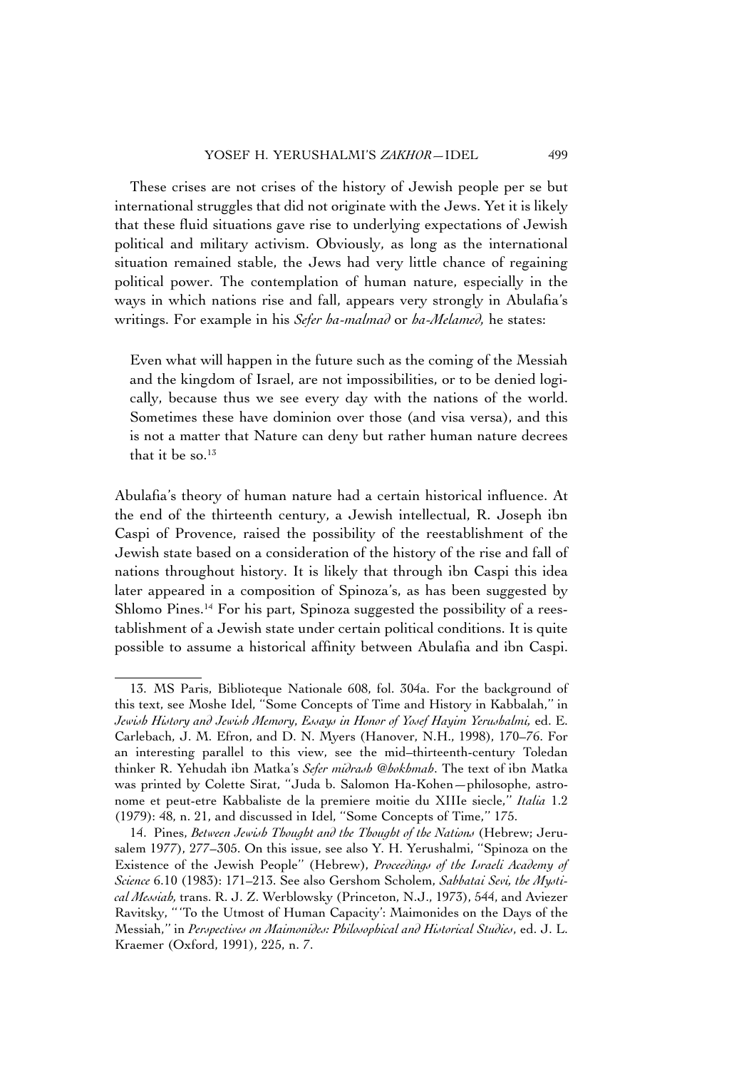These crises are not crises of the history of Jewish people per se but international struggles that did not originate with the Jews. Yet it is likely that these fluid situations gave rise to underlying expectations of Jewish political and military activism. Obviously, as long as the international situation remained stable, the Jews had very little chance of regaining political power. The contemplation of human nature, especially in the ways in which nations rise and fall, appears very strongly in Abulafia's writings. For example in his *Sefer ha-malmad* or *ha-Melamed,* he states:

> Even what will happen in the future such as the coming of the Messiah and the kingdom of Israel, are not impossibilities, or to be denied logically, because thus we see every day with the nations of the world. Sometimes these have dominion over those (and visa versa), and this is not a matter that Nature can deny but rather human nature decrees that it be so.[13]

Abulafia's theory of human nature had a certain historical influence. At the end of the thirteenth century, a Jewish intellectual, R. Joseph ibn Caspi of Provence, raised the possibility of the reestablishment of the Jewish state based on a consideration of the history of the rise and fall of nations throughout history. It is likely that through ibn Caspi this idea later appeared in a composition of Spinoza's, as has been suggested by Shlomo Pines.[14] For his part, Spinoza suggested the possibility of a reestablishment of a Jewish state under certain political conditions. It is quite possible to assume a historical affinity between Abulafia and ibn Caspi.

---

13. MS Paris, Biblioteque Nationale 608, fol. 304a. For the background of this text, see Moshe Idel, "Some Concepts of Time and History in Kabbalah," in *Jewish History and Jewish Memory, Essays in Honor of Yosef Hayim Yerushalmi,* ed. E. Carlebach, J. M. Efron, and D. N. Myers (Hanover, N.H., 1998), 170–76. For an interesting parallel to this view, see the mid–thirteenth-century Toledan thinker R. Yehudah ibn Matka's *Sefer midrash @hokhmah*. The text of ibn Matka was printed by Colette Sirat, "Juda b. Salomon Ha-Kohen—philosophe, astronome et peut-etre Kabbaliste de la premiere moitie du XIIIe siecle," *Italia* 1.2 (1979): 48, n. 21, and discussed in Idel, "Some Concepts of Time," 175.

14. Pines, *Between Jewish Thought and the Thought of the Nations* (Hebrew; Jerusalem 1977), 277–305. On this issue, see also Y. H. Yerushalmi, "Spinoza on the Existence of the Jewish People" (Hebrew), *Proceedings of the Israeli Academy of Science* 6.10 (1983): 171–213. See also Gershom Scholem, *Sabbatai Sevi, the Mystical Messiah,* trans. R. J. Z. Werblowsky (Princeton, N.J., 1973), 544, and Aviezer Ravitsky, "'To the Utmost of Human Capacity': Maimonides on the Days of the Messiah," in *Perspectives on Maimonides: Philosophical and Historical Studies*, ed. J. L. Kraemer (Oxford, 1991), 225, n. 7.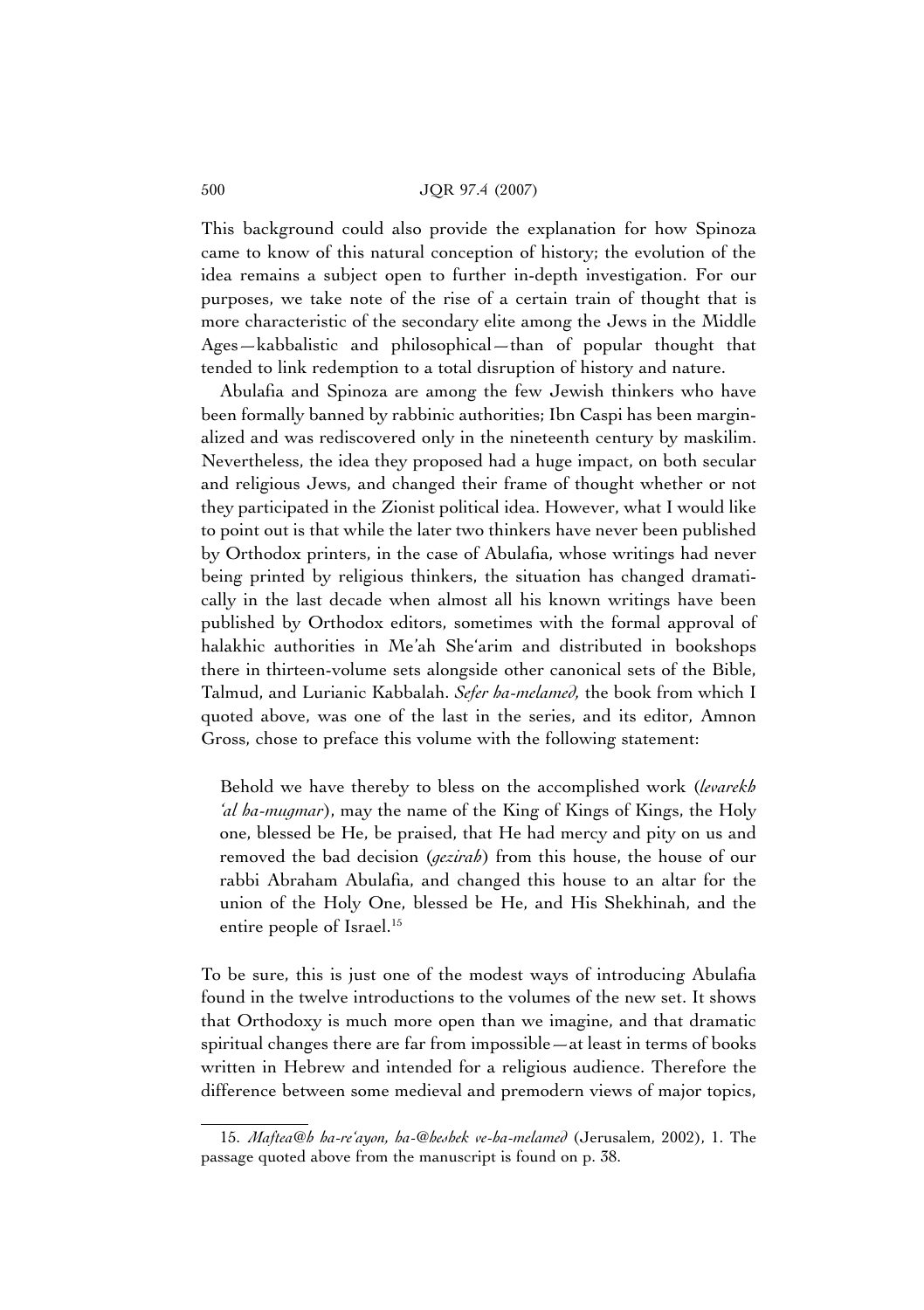This background could also provide the explanation for how Spinoza came to know of this natural conception of history; the evolution of the idea remains a subject open to further in-depth investigation. For our purposes, we take note of the rise of a certain train of thought that is more characteristic of the secondary elite among the Jews in the Middle Ages—kabbalistic and philosophical—than of popular thought that tended to link redemption to a total disruption of history and nature.

Abulafia and Spinoza are among the few Jewish thinkers who have been formally banned by rabbinic authorities; Ibn Caspi has been marginalized and was rediscovered only in the nineteenth century by maskilim. Nevertheless, the idea they proposed had a huge impact, on both secular and religious Jews, and changed their frame of thought whether or not they participated in the Zionist political idea. However, what I would like to point out is that while the later two thinkers have never been published by Orthodox printers, in the case of Abulafia, whose writings had never being printed by religious thinkers, the situation has changed dramatically in the last decade when almost all his known writings have been published by Orthodox editors, sometimes with the formal approval of halakhic authorities in Me'ah She'arim and distributed in bookshops there in thirteen-volume sets alongside other canonical sets of the Bible, Talmud, and Lurianic Kabbalah. *Sefer ha-melamed,* the book from which I quoted above, was one of the last in the series, and its editor, Amnon Gross, chose to preface this volume with the following statement:

> Behold we have thereby to bless on the accomplished work (*levarekh 'al ha-mugmar*), may the name of the King of Kings of Kings, the Holy one, blessed be He, be praised, that He had mercy and pity on us and removed the bad decision (*gezirah*) from this house, the house of our rabbi Abraham Abulafia, and changed this house to an altar for the union of the Holy One, blessed be He, and His Shekhinah, and the entire people of Israel.[15]

To be sure, this is just one of the modest ways of introducing Abulafia found in the twelve introductions to the volumes of the new set. It shows that Orthodoxy is much more open than we imagine, and that dramatic spiritual changes there are far from impossible—at least in terms of books written in Hebrew and intended for a religious audience. Therefore the difference between some medieval and premodern views of major topics,

---

15. *Maftea@h ha-re'ayon, ha-@heshek ve-ha-melamed* (Jerusalem, 2002), 1. The passage quoted above from the manuscript is found on p. 38.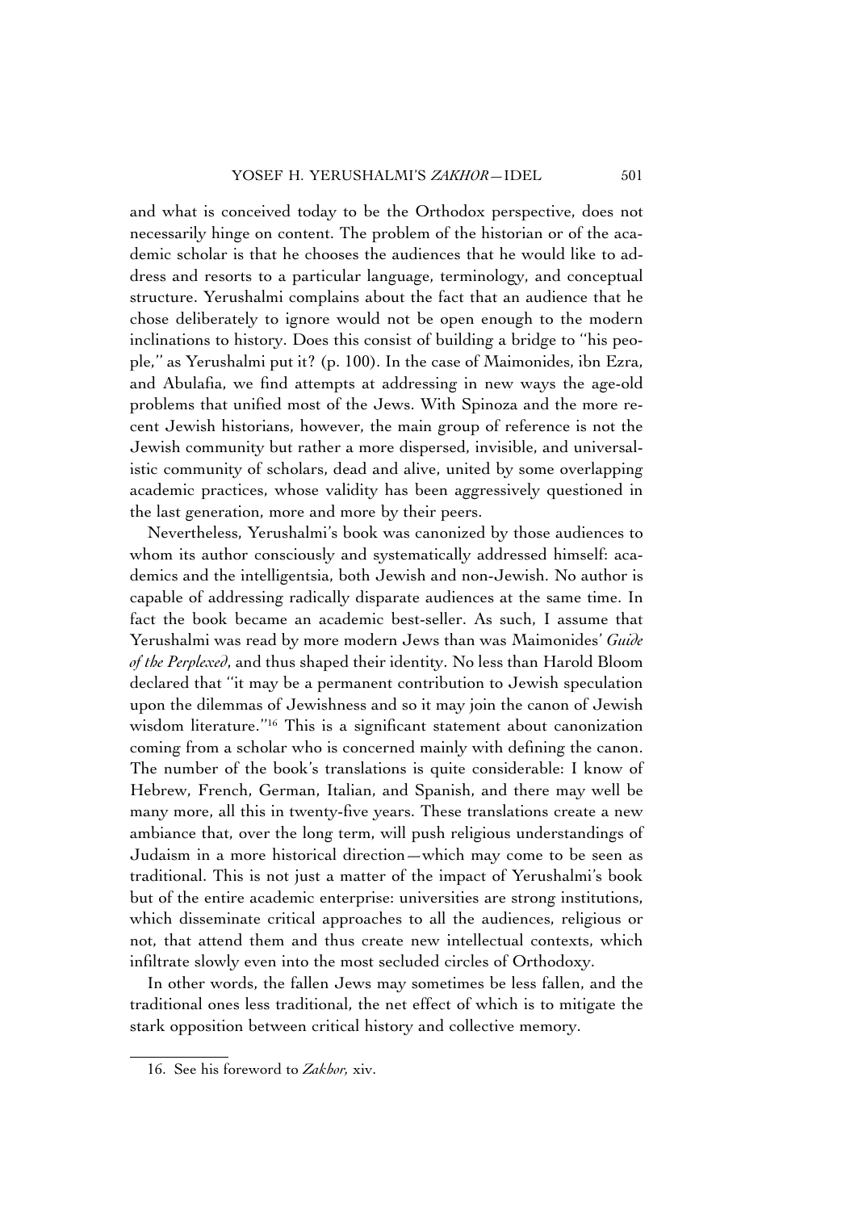and what is conceived today to be the Orthodox perspective, does not necessarily hinge on content. The problem of the historian or of the academic scholar is that he chooses the audiences that he would like to address and resorts to a particular language, terminology, and conceptual structure. Yerushalmi complains about the fact that an audience that he chose deliberately to ignore would not be open enough to the modern inclinations to history. Does this consist of building a bridge to "his people," as Yerushalmi put it? (p. 100). In the case of Maimonides, ibn Ezra, and Abulafia, we find attempts at addressing in new ways the age-old problems that unified most of the Jews. With Spinoza and the more recent Jewish historians, however, the main group of reference is not the Jewish community but rather a more dispersed, invisible, and universalistic community of scholars, dead and alive, united by some overlapping academic practices, whose validity has been aggressively questioned in the last generation, more and more by their peers.

Nevertheless, Yerushalmi's book was canonized by those audiences to whom its author consciously and systematically addressed himself: academics and the intelligentsia, both Jewish and non-Jewish. No author is capable of addressing radically disparate audiences at the same time. In fact the book became an academic best-seller. As such, I assume that Yerushalmi was read by more modern Jews than was Maimonides' *Guide of the Perplexed*, and thus shaped their identity. No less than Harold Bloom declared that "it may be a permanent contribution to Jewish speculation upon the dilemmas of Jewishness and so it may join the canon of Jewish wisdom literature."[16] This is a significant statement about canonization coming from a scholar who is concerned mainly with defining the canon. The number of the book's translations is quite considerable: I know of Hebrew, French, German, Italian, and Spanish, and there may well be many more, all this in twenty-five years. These translations create a new ambiance that, over the long term, will push religious understandings of Judaism in a more historical direction—which may come to be seen as traditional. This is not just a matter of the impact of Yerushalmi's book but of the entire academic enterprise: universities are strong institutions, which disseminate critical approaches to all the audiences, religious or not, that attend them and thus create new intellectual contexts, which infiltrate slowly even into the most secluded circles of Orthodoxy.

In other words, the fallen Jews may sometimes be less fallen, and the traditional ones less traditional, the net effect of which is to mitigate the stark opposition between critical history and collective memory.

16. See his foreword to *Zakhor,* xiv.